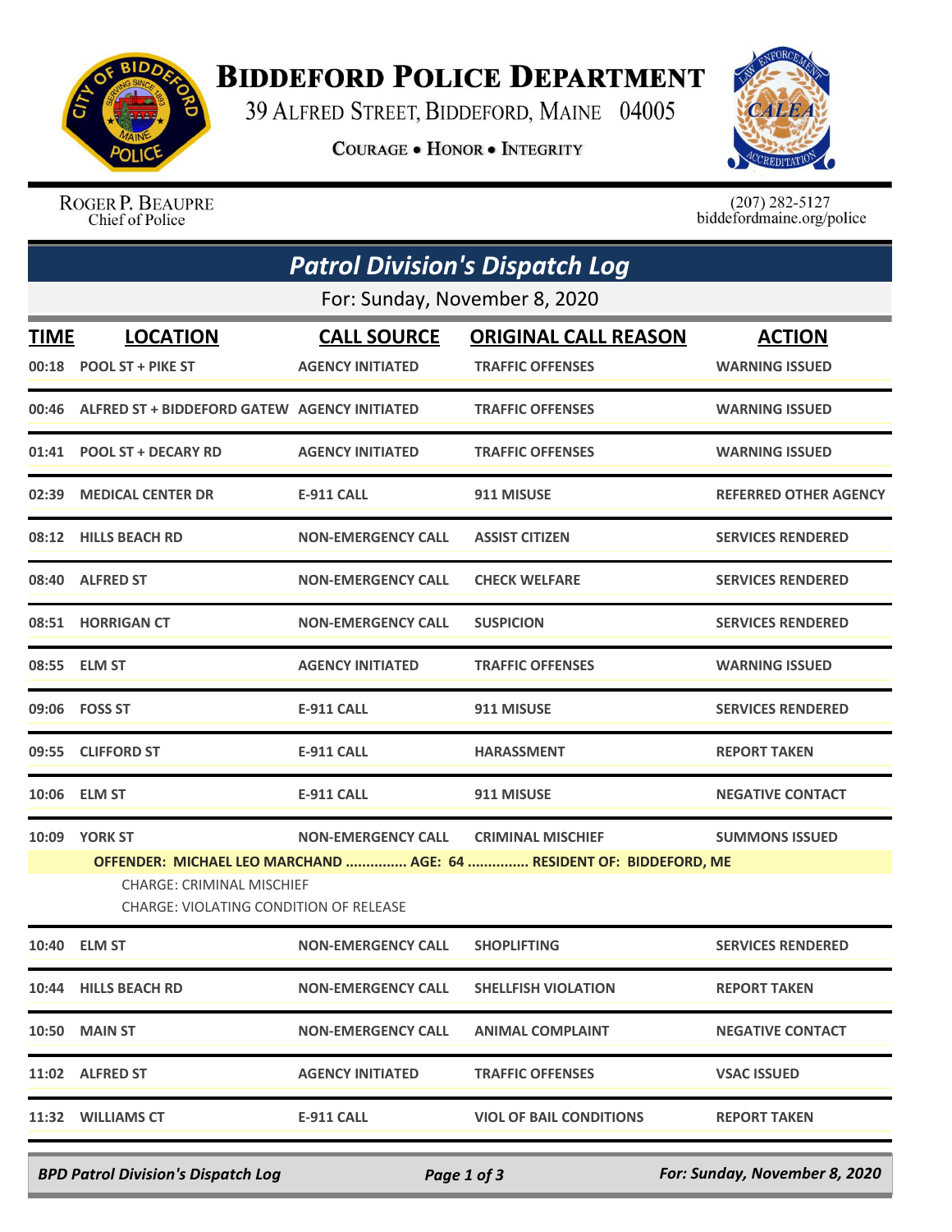# BIDDEFORD POLICE DEPARTMENT

39 ALFRED STREET, BIDDEFORD, MAINE 04005

COURAGE • HONOR • INTEGRITY

ROGER P. BEAUPRE
Chief of Police

(207) 282-5127
biddefordmaine.org/police

## *Patrol Division's Dispatch Log*

For: Sunday, November 8, 2020

| TIME | LOCATION | CALL SOURCE | ORIGINAL CALL REASON | ACTION |
|---|---|---|---|---|
| 00:18 | POOL ST + PIKE ST | AGENCY INITIATED | TRAFFIC OFFENSES | WARNING ISSUED |
| 00:46 | ALFRED ST + BIDDEFORD GATEW | AGENCY INITIATED | TRAFFIC OFFENSES | WARNING ISSUED |
| 01:41 | POOL ST + DECARY RD | AGENCY INITIATED | TRAFFIC OFFENSES | WARNING ISSUED |
| 02:39 | MEDICAL CENTER DR | E-911 CALL | 911 MISUSE | REFERRED OTHER AGENCY |
| 08:12 | HILLS BEACH RD | NON-EMERGENCY CALL | ASSIST CITIZEN | SERVICES RENDERED |
| 08:40 | ALFRED ST | NON-EMERGENCY CALL | CHECK WELFARE | SERVICES RENDERED |
| 08:51 | HORRIGAN CT | NON-EMERGENCY CALL | SUSPICION | SERVICES RENDERED |
| 08:55 | ELM ST | AGENCY INITIATED | TRAFFIC OFFENSES | WARNING ISSUED |
| 09:06 | FOSS ST | E-911 CALL | 911 MISUSE | SERVICES RENDERED |
| 09:55 | CLIFFORD ST | E-911 CALL | HARASSMENT | REPORT TAKEN |
| 10:06 | ELM ST | E-911 CALL | 911 MISUSE | NEGATIVE CONTACT |
| 10:09 | YORK ST | NON-EMERGENCY CALL | CRIMINAL MISCHIEF | SUMMONS ISSUED |
| | OFFENDER: MICHAEL LEO MARCHAND ............... AGE: 64 ............... RESIDENT OF: BIDDEFORD, ME<br>CHARGE: CRIMINAL MISCHIEF<br>CHARGE: VIOLATING CONDITION OF RELEASE | | | |
| 10:40 | ELM ST | NON-EMERGENCY CALL | SHOPLIFTING | SERVICES RENDERED |
| 10:44 | HILLS BEACH RD | NON-EMERGENCY CALL | SHELLFISH VIOLATION | REPORT TAKEN |
| 10:50 | MAIN ST | NON-EMERGENCY CALL | ANIMAL COMPLAINT | NEGATIVE CONTACT |
| 11:02 | ALFRED ST | AGENCY INITIATED | TRAFFIC OFFENSES | VSAC ISSUED |
| 11:32 | WILLIAMS CT | E-911 CALL | VIOL OF BAIL CONDITIONS | REPORT TAKEN |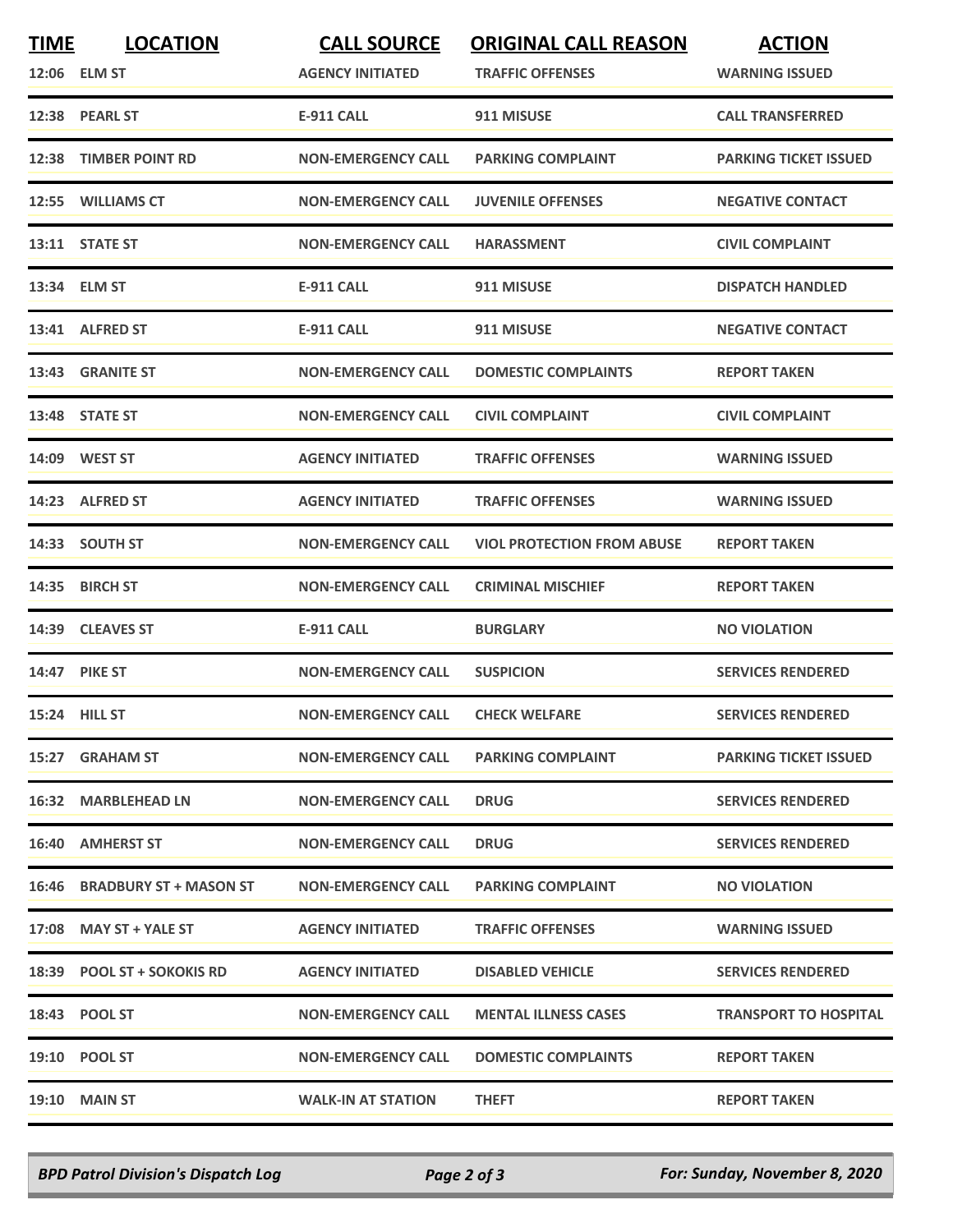| TIME | LOCATION | CALL SOURCE | ORIGINAL CALL REASON | ACTION |
|---|---|---|---|---|
| 12:06 | ELM ST | AGENCY INITIATED | TRAFFIC OFFENSES | WARNING ISSUED |
| 12:38 | PEARL ST | E-911 CALL | 911 MISUSE | CALL TRANSFERRED |
| 12:38 | TIMBER POINT RD | NON-EMERGENCY CALL | PARKING COMPLAINT | PARKING TICKET ISSUED |
| 12:55 | WILLIAMS CT | NON-EMERGENCY CALL | JUVENILE OFFENSES | NEGATIVE CONTACT |
| 13:11 | STATE ST | NON-EMERGENCY CALL | HARASSMENT | CIVIL COMPLAINT |
| 13:34 | ELM ST | E-911 CALL | 911 MISUSE | DISPATCH HANDLED |
| 13:41 | ALFRED ST | E-911 CALL | 911 MISUSE | NEGATIVE CONTACT |
| 13:43 | GRANITE ST | NON-EMERGENCY CALL | DOMESTIC COMPLAINTS | REPORT TAKEN |
| 13:48 | STATE ST | NON-EMERGENCY CALL | CIVIL COMPLAINT | CIVIL COMPLAINT |
| 14:09 | WEST ST | AGENCY INITIATED | TRAFFIC OFFENSES | WARNING ISSUED |
| 14:23 | ALFRED ST | AGENCY INITIATED | TRAFFIC OFFENSES | WARNING ISSUED |
| 14:33 | SOUTH ST | NON-EMERGENCY CALL | VIOL PROTECTION FROM ABUSE | REPORT TAKEN |
| 14:35 | BIRCH ST | NON-EMERGENCY CALL | CRIMINAL MISCHIEF | REPORT TAKEN |
| 14:39 | CLEAVES ST | E-911 CALL | BURGLARY | NO VIOLATION |
| 14:47 | PIKE ST | NON-EMERGENCY CALL | SUSPICION | SERVICES RENDERED |
| 15:24 | HILL ST | NON-EMERGENCY CALL | CHECK WELFARE | SERVICES RENDERED |
| 15:27 | GRAHAM ST | NON-EMERGENCY CALL | PARKING COMPLAINT | PARKING TICKET ISSUED |
| 16:32 | MARBLEHEAD LN | NON-EMERGENCY CALL | DRUG | SERVICES RENDERED |
| 16:40 | AMHERST ST | NON-EMERGENCY CALL | DRUG | SERVICES RENDERED |
| 16:46 | BRADBURY ST + MASON ST | NON-EMERGENCY CALL | PARKING COMPLAINT | NO VIOLATION |
| 17:08 | MAY ST + YALE ST | AGENCY INITIATED | TRAFFIC OFFENSES | WARNING ISSUED |
| 18:39 | POOL ST + SOKOKIS RD | AGENCY INITIATED | DISABLED VEHICLE | SERVICES RENDERED |
| 18:43 | POOL ST | NON-EMERGENCY CALL | MENTAL ILLNESS CASES | TRANSPORT TO HOSPITAL |
| 19:10 | POOL ST | NON-EMERGENCY CALL | DOMESTIC COMPLAINTS | REPORT TAKEN |
| 19:10 | MAIN ST | WALK-IN AT STATION | THEFT | REPORT TAKEN |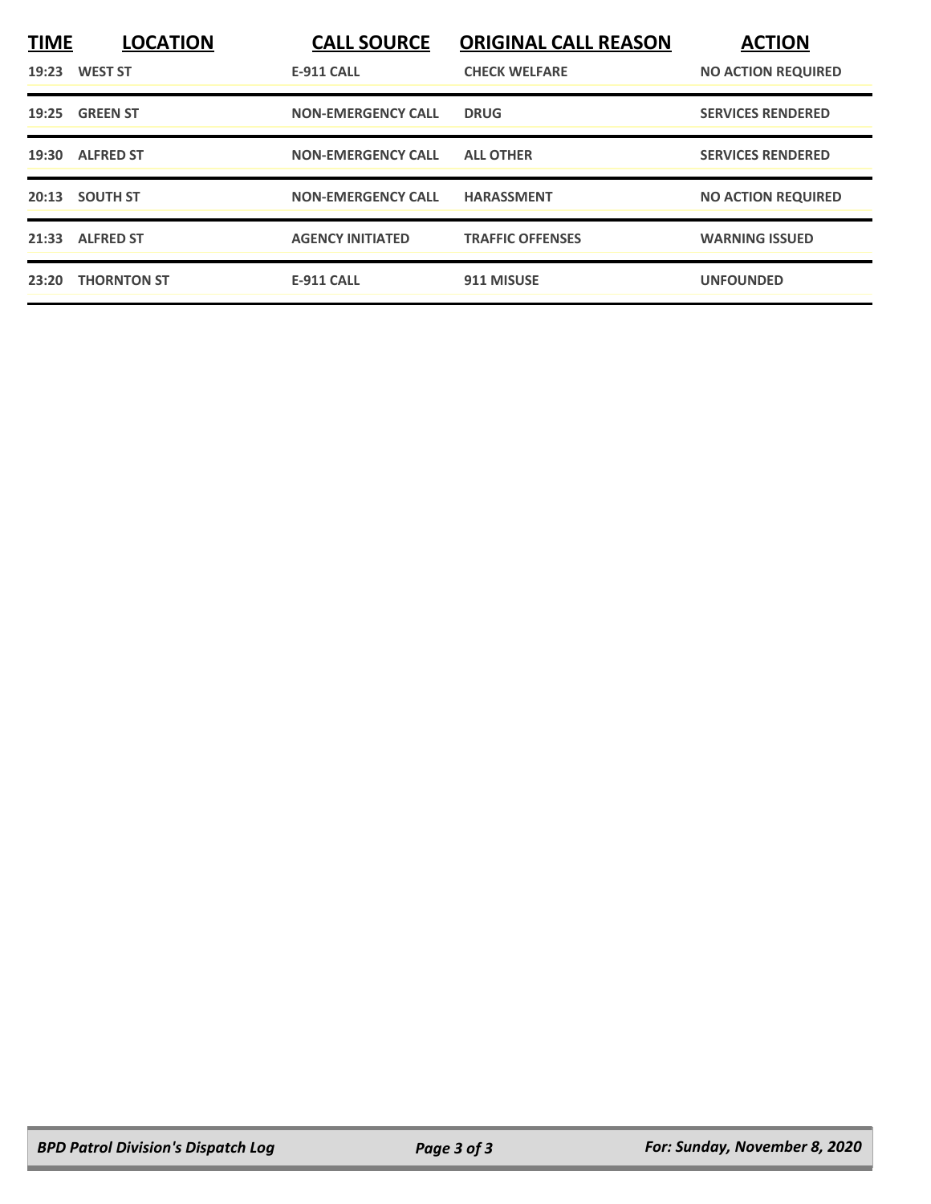| TIME | LOCATION | CALL SOURCE | ORIGINAL CALL REASON | ACTION |
|---|---|---|---|---|
| 19:23 | WEST ST | E-911 CALL | CHECK WELFARE | NO ACTION REQUIRED |
| 19:25 | GREEN ST | NON-EMERGENCY CALL | DRUG | SERVICES RENDERED |
| 19:30 | ALFRED ST | NON-EMERGENCY CALL | ALL OTHER | SERVICES RENDERED |
| 20:13 | SOUTH ST | NON-EMERGENCY CALL | HARASSMENT | NO ACTION REQUIRED |
| 21:33 | ALFRED ST | AGENCY INITIATED | TRAFFIC OFFENSES | WARNING ISSUED |
| 23:20 | THORNTON ST | E-911 CALL | 911 MISUSE | UNFOUNDED |